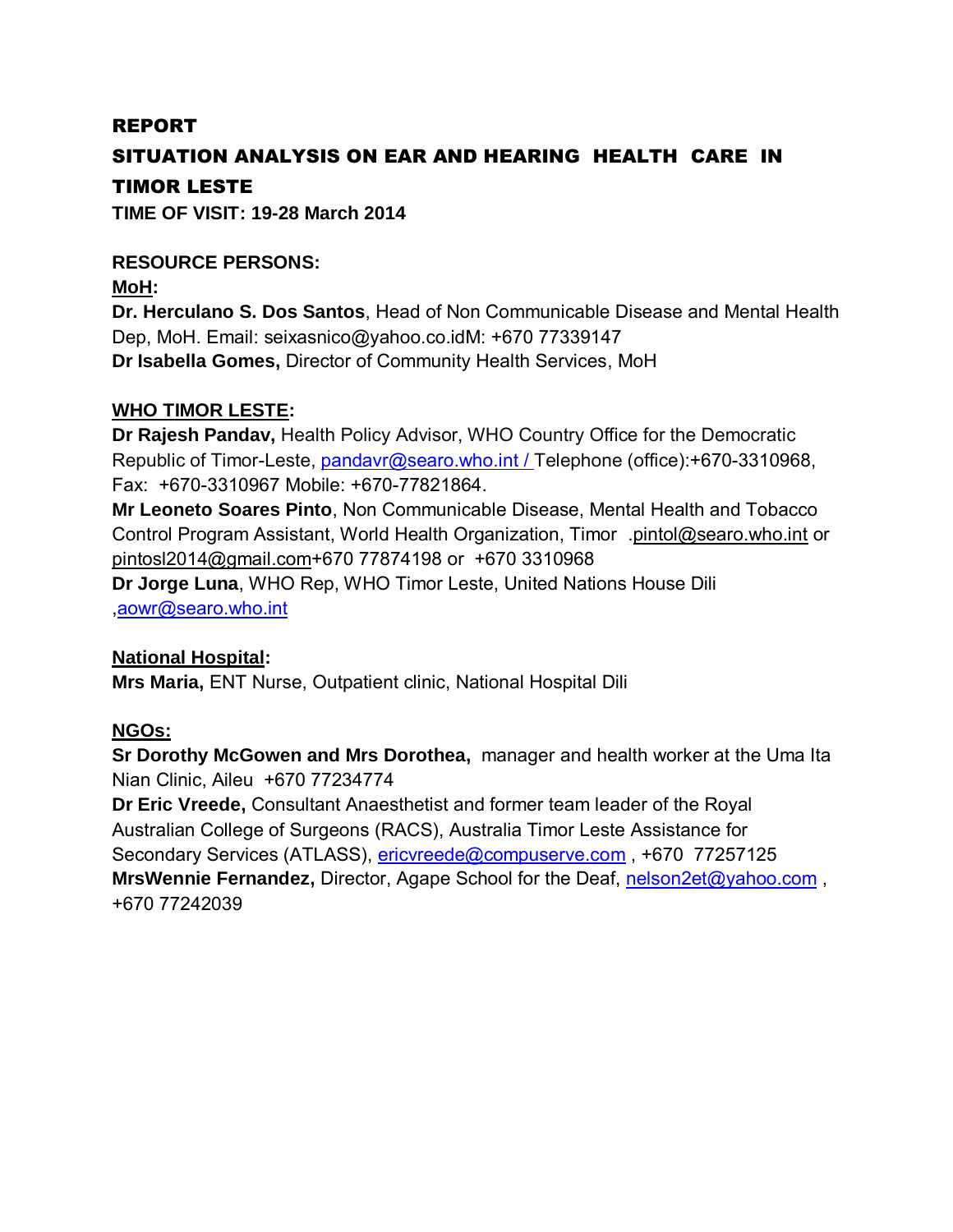# REPORT

# SITUATION ANALYSIS ON EAR AND HEARING HEALTH CARE IN TIMOR LESTE

**TIME OF VISIT: 19-28 March 2014**

**RESOURCE PERSONS:**

**MoH:**

**Dr. Herculano S. Dos Santos**, Head of Non Communicable Disease and Mental Health Dep, MoH. Email: seixasnico@yahoo.co.idM: +670 77339147
**Dr Isabella Gomes,** Director of Community Health Services, MoH

**WHO TIMOR LESTE:**

**Dr Rajesh Pandav,** Health Policy Advisor, WHO Country Office for the Democratic Republic of Timor-Leste, pandavr@searo.who.int / Telephone (office):+670-3310968, Fax: +670-3310967 Mobile: +670-77821864.
**Mr Leoneto Soares Pinto**, Non Communicable Disease, Mental Health and Tobacco Control Program Assistant, World Health Organization, Timor .pintol@searo.who.int or pintosl2014@gmail.com+670 77874198 or +670 3310968
**Dr Jorge Luna**, WHO Rep, WHO Timor Leste, United Nations House Dili ,aowr@searo.who.int

**National Hospital:**

**Mrs Maria,** ENT Nurse, Outpatient clinic, National Hospital Dili

**NGOs:**

**Sr Dorothy McGowen and Mrs Dorothea,** manager and health worker at the Uma Ita Nian Clinic, Aileu +670 77234774
**Dr Eric Vreede,** Consultant Anaesthetist and former team leader of the Royal Australian College of Surgeons (RACS), Australia Timor Leste Assistance for Secondary Services (ATLASS), ericvreede@compuserve.com , +670 77257125
**MrsWennie Fernandez,** Director, Agape School for the Deaf, nelson2et@yahoo.com , +670 77242039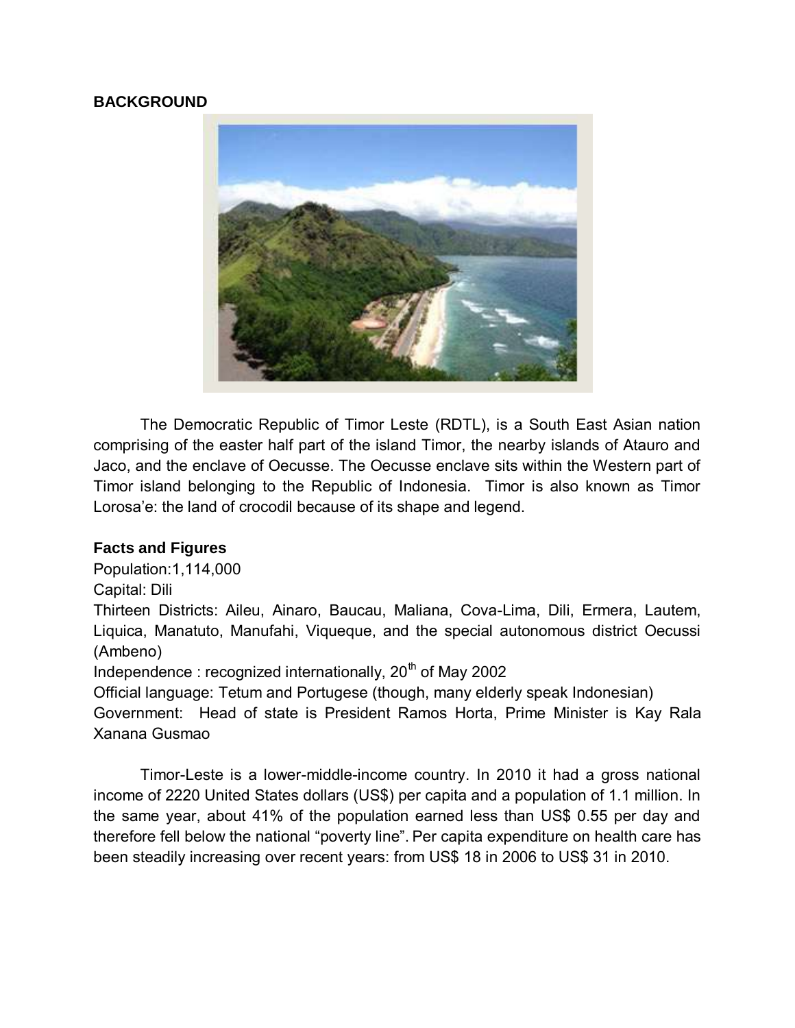**BACKGROUND**

The Democratic Republic of Timor Leste (RDTL), is a South East Asian nation comprising of the easter half part of the island Timor, the nearby islands of Atauro and Jaco, and the enclave of Oecusse. The Oecusse enclave sits within the Western part of Timor island belonging to the Republic of Indonesia. Timor is also known as Timor Lorosa'e: the land of crocodil because of its shape and legend.

**Facts and Figures**

Population:1,114,000

Capital: Dili

Thirteen Districts: Aileu, Ainaro, Baucau, Maliana, Cova-Lima, Dili, Ermera, Lautem, Liquica, Manatuto, Manufahi, Viqueque, and the special autonomous district Oecussi (Ambeno)

Independence : recognized internationally, 20th of May 2002

Official language: Tetum and Portugese (though, many elderly speak Indonesian)

Government: Head of state is President Ramos Horta, Prime Minister is Kay Rala Xanana Gusmao

Timor-Leste is a lower-middle-income country. In 2010 it had a gross national income of 2220 United States dollars (US$) per capita and a population of 1.1 million. In the same year, about 41% of the population earned less than US$ 0.55 per day and therefore fell below the national "poverty line". Per capita expenditure on health care has been steadily increasing over recent years: from US$ 18 in 2006 to US$ 31 in 2010.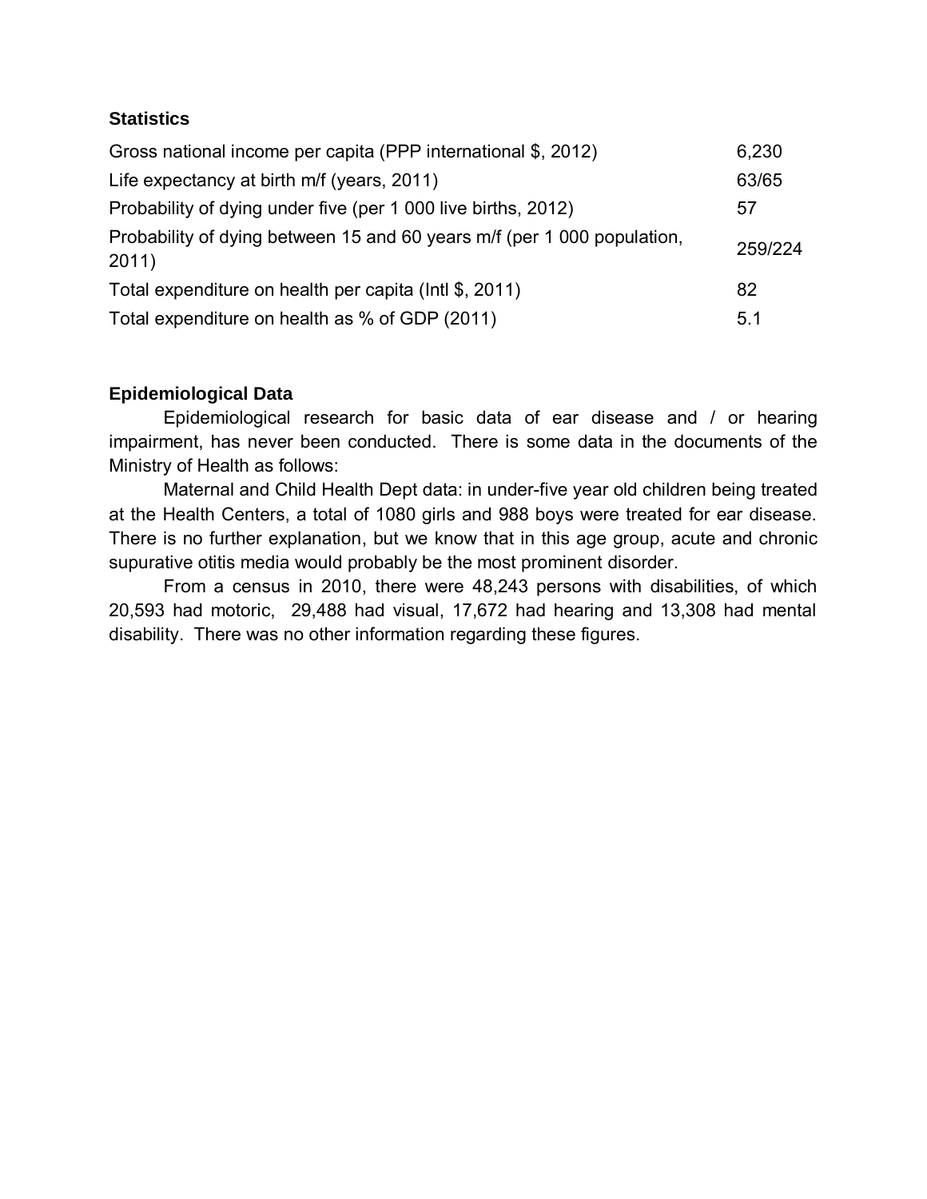**Statistics**

| | |
|---|---|
| Gross national income per capita (PPP international $, 2012) | 6,230 |
| Life expectancy at birth m/f (years, 2011) | 63/65 |
| Probability of dying under five (per 1 000 live births, 2012) | 57 |
| Probability of dying between 15 and 60 years m/f (per 1 000 population, 2011) | 259/224 |
| Total expenditure on health per capita (Intl $, 2011) | 82 |
| Total expenditure on health as % of GDP (2011) | 5.1 |

**Epidemiological Data**

Epidemiological research for basic data of ear disease and / or hearing impairment, has never been conducted. There is some data in the documents of the Ministry of Health as follows:

Maternal and Child Health Dept data: in under-five year old children being treated at the Health Centers, a total of 1080 girls and 988 boys were treated for ear disease. There is no further explanation, but we know that in this age group, acute and chronic supurative otitis media would probably be the most prominent disorder.

From a census in 2010, there were 48,243 persons with disabilities, of which 20,593 had motoric, 29,488 had visual, 17,672 had hearing and 13,308 had mental disability. There was no other information regarding these figures.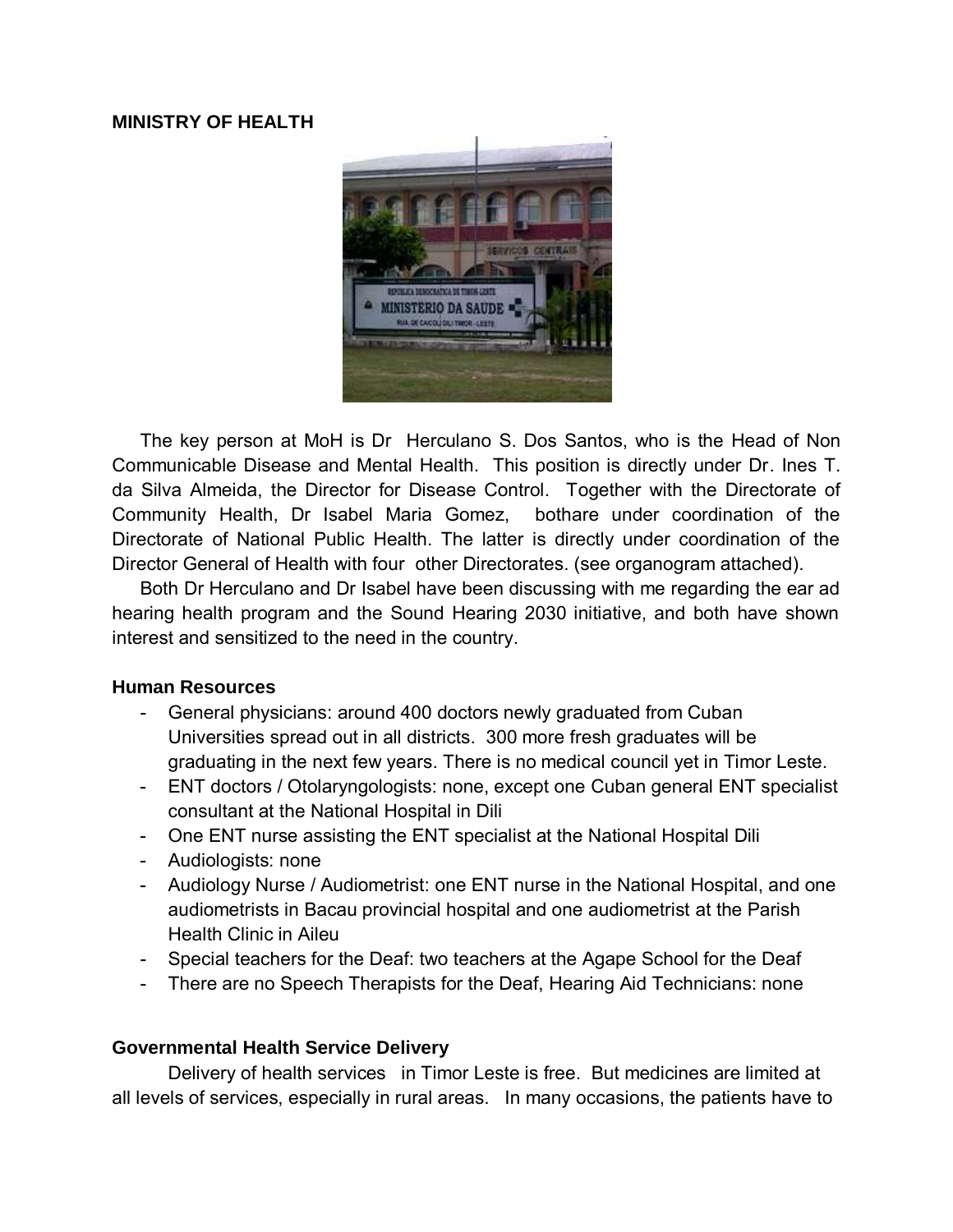**MINISTRY OF HEALTH**

The key person at MoH is Dr Herculano S. Dos Santos, who is the Head of Non Communicable Disease and Mental Health. This position is directly under Dr. Ines T. da Silva Almeida, the Director for Disease Control. Together with the Directorate of Community Health, Dr Isabel Maria Gomez, bothare under coordination of the Directorate of National Public Health. The latter is directly under coordination of the Director General of Health with four other Directorates. (see organogram attached).

Both Dr Herculano and Dr Isabel have been discussing with me regarding the ear ad hearing health program and the Sound Hearing 2030 initiative, and both have shown interest and sensitized to the need in the country.

**Human Resources**

- General physicians: around 400 doctors newly graduated from Cuban Universities spread out in all districts. 300 more fresh graduates will be graduating in the next few years. There is no medical council yet in Timor Leste.
- ENT doctors / Otolaryngologists: none, except one Cuban general ENT specialist consultant at the National Hospital in Dili
- One ENT nurse assisting the ENT specialist at the National Hospital Dili
- Audiologists: none
- Audiology Nurse / Audiometrist: one ENT nurse in the National Hospital, and one audiometrists in Bacau provincial hospital and one audiometrist at the Parish Health Clinic in Aileu
- Special teachers for the Deaf: two teachers at the Agape School for the Deaf
- There are no Speech Therapists for the Deaf, Hearing Aid Technicians: none

**Governmental Health Service Delivery**

Delivery of health services in Timor Leste is free. But medicines are limited at all levels of services, especially in rural areas. In many occasions, the patients have to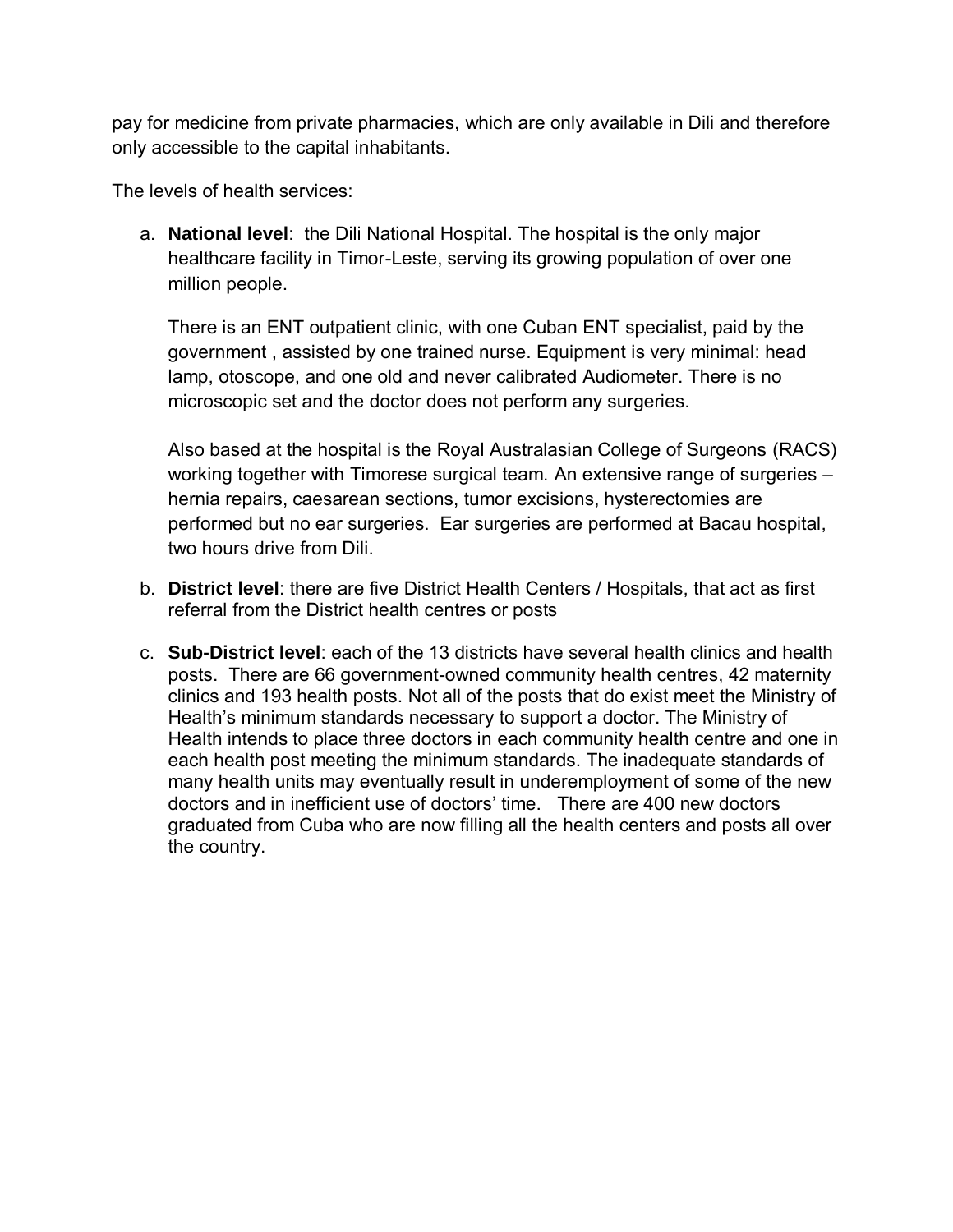pay for medicine from private pharmacies, which are only available in Dili and therefore only accessible to the capital inhabitants.

The levels of health services:

a. **National level**: the Dili National Hospital. The hospital is the only major healthcare facility in Timor-Leste, serving its growing population of over one million people.

   There is an ENT outpatient clinic, with one Cuban ENT specialist, paid by the government , assisted by one trained nurse. Equipment is very minimal: head lamp, otoscope, and one old and never calibrated Audiometer. There is no microscopic set and the doctor does not perform any surgeries.

   Also based at the hospital is the Royal Australasian College of Surgeons (RACS) working together with Timorese surgical team. An extensive range of surgeries – hernia repairs, caesarean sections, tumor excisions, hysterectomies are performed but no ear surgeries. Ear surgeries are performed at Bacau hospital, two hours drive from Dili.

b. **District level**: there are five District Health Centers / Hospitals, that act as first referral from the District health centres or posts

c. **Sub-District level**: each of the 13 districts have several health clinics and health posts. There are 66 government-owned community health centres, 42 maternity clinics and 193 health posts. Not all of the posts that do exist meet the Ministry of Health's minimum standards necessary to support a doctor. The Ministry of Health intends to place three doctors in each community health centre and one in each health post meeting the minimum standards. The inadequate standards of many health units may eventually result in underemployment of some of the new doctors and in inefficient use of doctors' time. There are 400 new doctors graduated from Cuba who are now filling all the health centers and posts all over the country.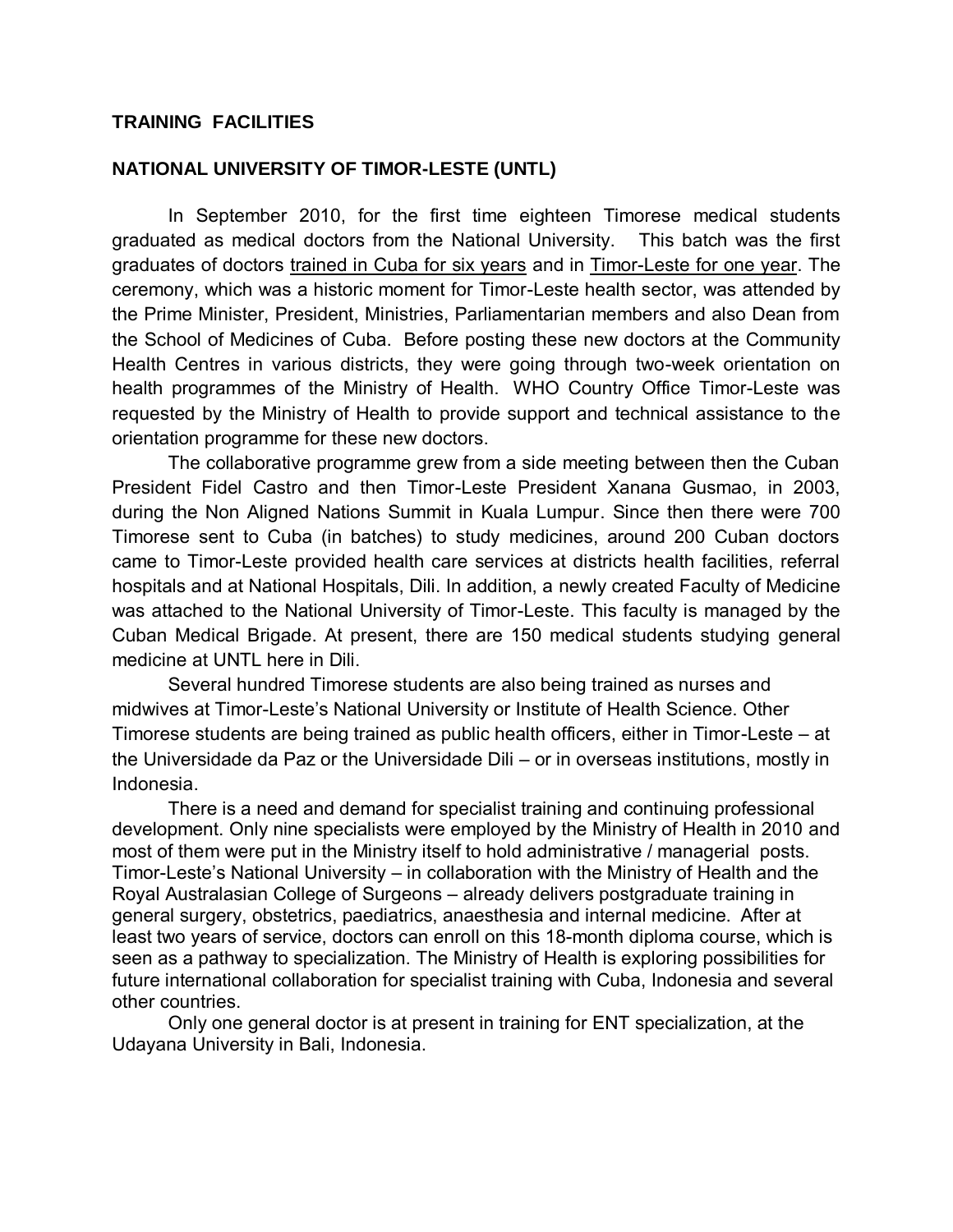## TRAINING FACILITIES

### NATIONAL UNIVERSITY OF TIMOR-LESTE (UNTL)

In September 2010, for the first time eighteen Timorese medical students graduated as medical doctors from the National University. This batch was the first graduates of doctors <u>trained in Cuba for six years</u> and in <u>Timor-Leste for one year</u>. The ceremony, which was a historic moment for Timor-Leste health sector, was attended by the Prime Minister, President, Ministries, Parliamentarian members and also Dean from the School of Medicines of Cuba. Before posting these new doctors at the Community Health Centres in various districts, they were going through two-week orientation on health programmes of the Ministry of Health. WHO Country Office Timor-Leste was requested by the Ministry of Health to provide support and technical assistance to the orientation programme for these new doctors.

The collaborative programme grew from a side meeting between then the Cuban President Fidel Castro and then Timor-Leste President Xanana Gusmao, in 2003, during the Non Aligned Nations Summit in Kuala Lumpur. Since then there were 700 Timorese sent to Cuba (in batches) to study medicines, around 200 Cuban doctors came to Timor-Leste provided health care services at districts health facilities, referral hospitals and at National Hospitals, Dili. In addition, a newly created Faculty of Medicine was attached to the National University of Timor-Leste. This faculty is managed by the Cuban Medical Brigade. At present, there are 150 medical students studying general medicine at UNTL here in Dili.

Several hundred Timorese students are also being trained as nurses and midwives at Timor-Leste's National University or Institute of Health Science. Other Timorese students are being trained as public health officers, either in Timor-Leste – at the Universidade da Paz or the Universidade Dili – or in overseas institutions, mostly in Indonesia.

There is a need and demand for specialist training and continuing professional development. Only nine specialists were employed by the Ministry of Health in 2010 and most of them were put in the Ministry itself to hold administrative / managerial posts. Timor-Leste's National University – in collaboration with the Ministry of Health and the Royal Australasian College of Surgeons – already delivers postgraduate training in general surgery, obstetrics, paediatrics, anaesthesia and internal medicine. After at least two years of service, doctors can enroll on this 18-month diploma course, which is seen as a pathway to specialization. The Ministry of Health is exploring possibilities for future international collaboration for specialist training with Cuba, Indonesia and several other countries.

Only one general doctor is at present in training for ENT specialization, at the Udayana University in Bali, Indonesia.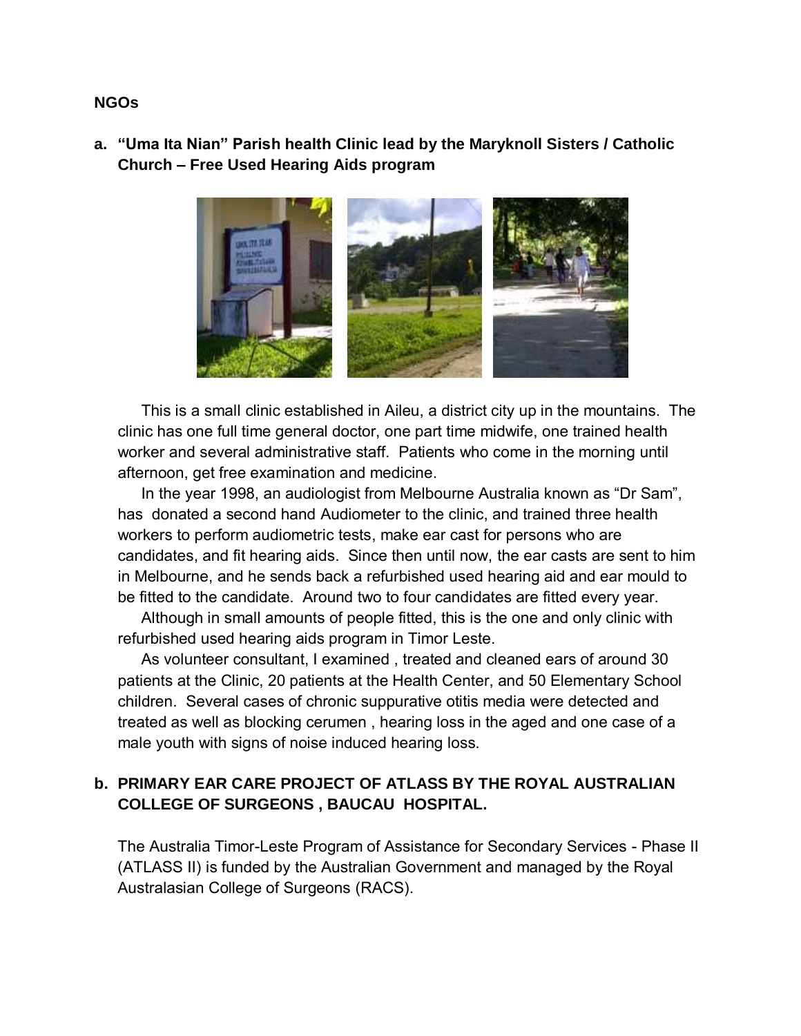**NGOs**

**a. "Uma Ita Nian" Parish health Clinic lead by the Maryknoll Sisters / Catholic Church – Free Used Hearing Aids program**

This is a small clinic established in Aileu, a district city up in the mountains. The clinic has one full time general doctor, one part time midwife, one trained health worker and several administrative staff. Patients who come in the morning until afternoon, get free examination and medicine.

In the year 1998, an audiologist from Melbourne Australia known as "Dr Sam", has donated a second hand Audiometer to the clinic, and trained three health workers to perform audiometric tests, make ear cast for persons who are candidates, and fit hearing aids. Since then until now, the ear casts are sent to him in Melbourne, and he sends back a refurbished used hearing aid and ear mould to be fitted to the candidate. Around two to four candidates are fitted every year.

Although in small amounts of people fitted, this is the one and only clinic with refurbished used hearing aids program in Timor Leste.

As volunteer consultant, I examined , treated and cleaned ears of around 30 patients at the Clinic, 20 patients at the Health Center, and 50 Elementary School children. Several cases of chronic suppurative otitis media were detected and treated as well as blocking cerumen , hearing loss in the aged and one case of a male youth with signs of noise induced hearing loss.

**b. PRIMARY EAR CARE PROJECT OF ATLASS BY THE ROYAL AUSTRALIAN COLLEGE OF SURGEONS , BAUCAU HOSPITAL.**

The Australia Timor-Leste Program of Assistance for Secondary Services - Phase II (ATLASS II) is funded by the Australian Government and managed by the Royal Australasian College of Surgeons (RACS).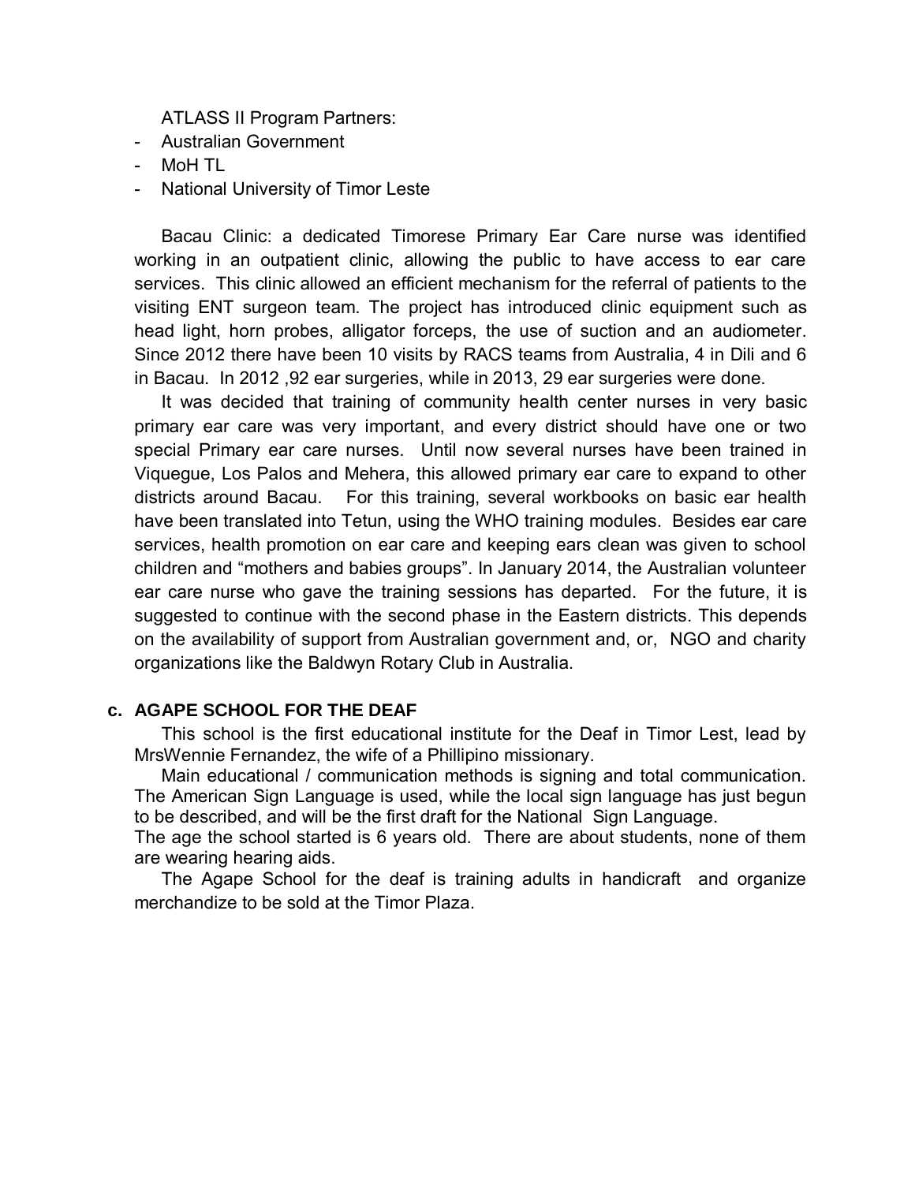ATLASS II Program Partners:

- Australian Government
- MoH TL
- National University of Timor Leste

Bacau Clinic: a dedicated Timorese Primary Ear Care nurse was identified working in an outpatient clinic, allowing the public to have access to ear care services. This clinic allowed an efficient mechanism for the referral of patients to the visiting ENT surgeon team. The project has introduced clinic equipment such as head light, horn probes, alligator forceps, the use of suction and an audiometer. Since 2012 there have been 10 visits by RACS teams from Australia, 4 in Dili and 6 in Bacau. In 2012 ,92 ear surgeries, while in 2013, 29 ear surgeries were done.

It was decided that training of community health center nurses in very basic primary ear care was very important, and every district should have one or two special Primary ear care nurses. Until now several nurses have been trained in Viquegue, Los Palos and Mehera, this allowed primary ear care to expand to other districts around Bacau. For this training, several workbooks on basic ear health have been translated into Tetun, using the WHO training modules. Besides ear care services, health promotion on ear care and keeping ears clean was given to school children and "mothers and babies groups". In January 2014, the Australian volunteer ear care nurse who gave the training sessions has departed. For the future, it is suggested to continue with the second phase in the Eastern districts. This depends on the availability of support from Australian government and, or, NGO and charity organizations like the Baldwyn Rotary Club in Australia.

**c. AGAPE SCHOOL FOR THE DEAF**

This school is the first educational institute for the Deaf in Timor Lest, lead by MrsWennie Fernandez, the wife of a Phillipino missionary.

Main educational / communication methods is signing and total communication. The American Sign Language is used, while the local sign language has just begun to be described, and will be the first draft for the National Sign Language.

The age the school started is 6 years old. There are about students, none of them are wearing hearing aids.

The Agape School for the deaf is training adults in handicraft and organize merchandize to be sold at the Timor Plaza.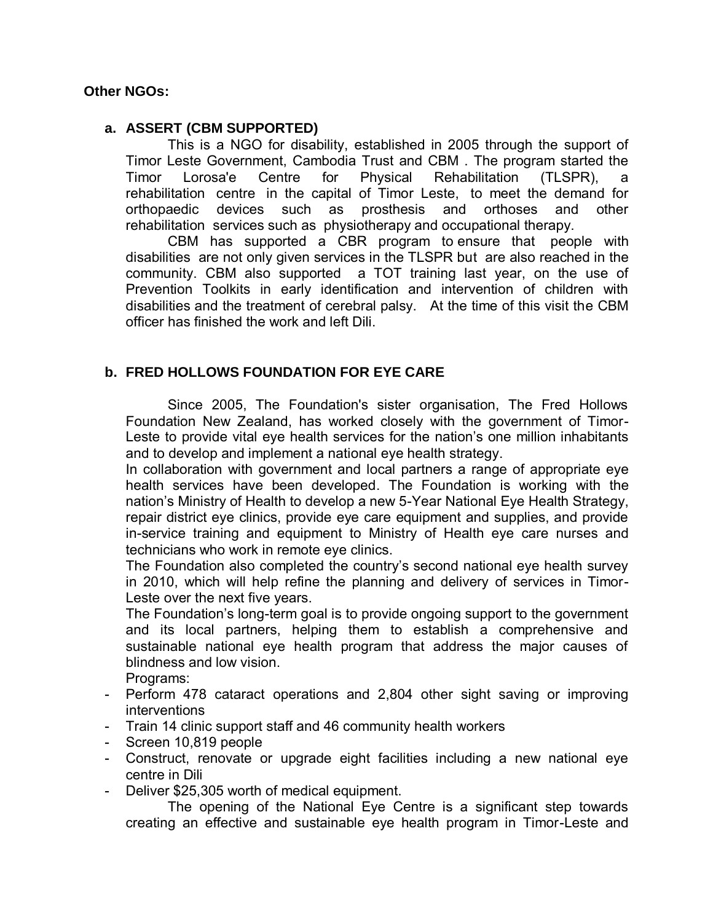**Other NGOs:**

**a. ASSERT (CBM SUPPORTED)**

This is a NGO for disability, established in 2005 through the support of Timor Leste Government, Cambodia Trust and CBM . The program started the Timor Lorosa'e Centre for Physical Rehabilitation (TLSPR), a rehabilitation centre in the capital of Timor Leste, to meet the demand for orthopaedic devices such as prosthesis and orthoses and other rehabilitation services such as physiotherapy and occupational therapy.

CBM has supported a CBR program to ensure that people with disabilities are not only given services in the TLSPR but are also reached in the community. CBM also supported a TOT training last year, on the use of Prevention Toolkits in early identification and intervention of children with disabilities and the treatment of cerebral palsy. At the time of this visit the CBM officer has finished the work and left Dili.

**b. FRED HOLLOWS FOUNDATION FOR EYE CARE**

Since 2005, The Foundation's sister organisation, The Fred Hollows Foundation New Zealand, has worked closely with the government of Timor-Leste to provide vital eye health services for the nation's one million inhabitants and to develop and implement a national eye health strategy.

In collaboration with government and local partners a range of appropriate eye health services have been developed. The Foundation is working with the nation's Ministry of Health to develop a new 5-Year National Eye Health Strategy, repair district eye clinics, provide eye care equipment and supplies, and provide in-service training and equipment to Ministry of Health eye care nurses and technicians who work in remote eye clinics.

The Foundation also completed the country's second national eye health survey in 2010, which will help refine the planning and delivery of services in Timor-Leste over the next five years.

The Foundation's long-term goal is to provide ongoing support to the government and its local partners, helping them to establish a comprehensive and sustainable national eye health program that address the major causes of blindness and low vision.

Programs:

- Perform 478 cataract operations and 2,804 other sight saving or improving interventions
- Train 14 clinic support staff and 46 community health workers
- Screen 10,819 people
- Construct, renovate or upgrade eight facilities including a new national eye centre in Dili
- Deliver $25,305 worth of medical equipment.

The opening of the National Eye Centre is a significant step towards creating an effective and sustainable eye health program in Timor-Leste and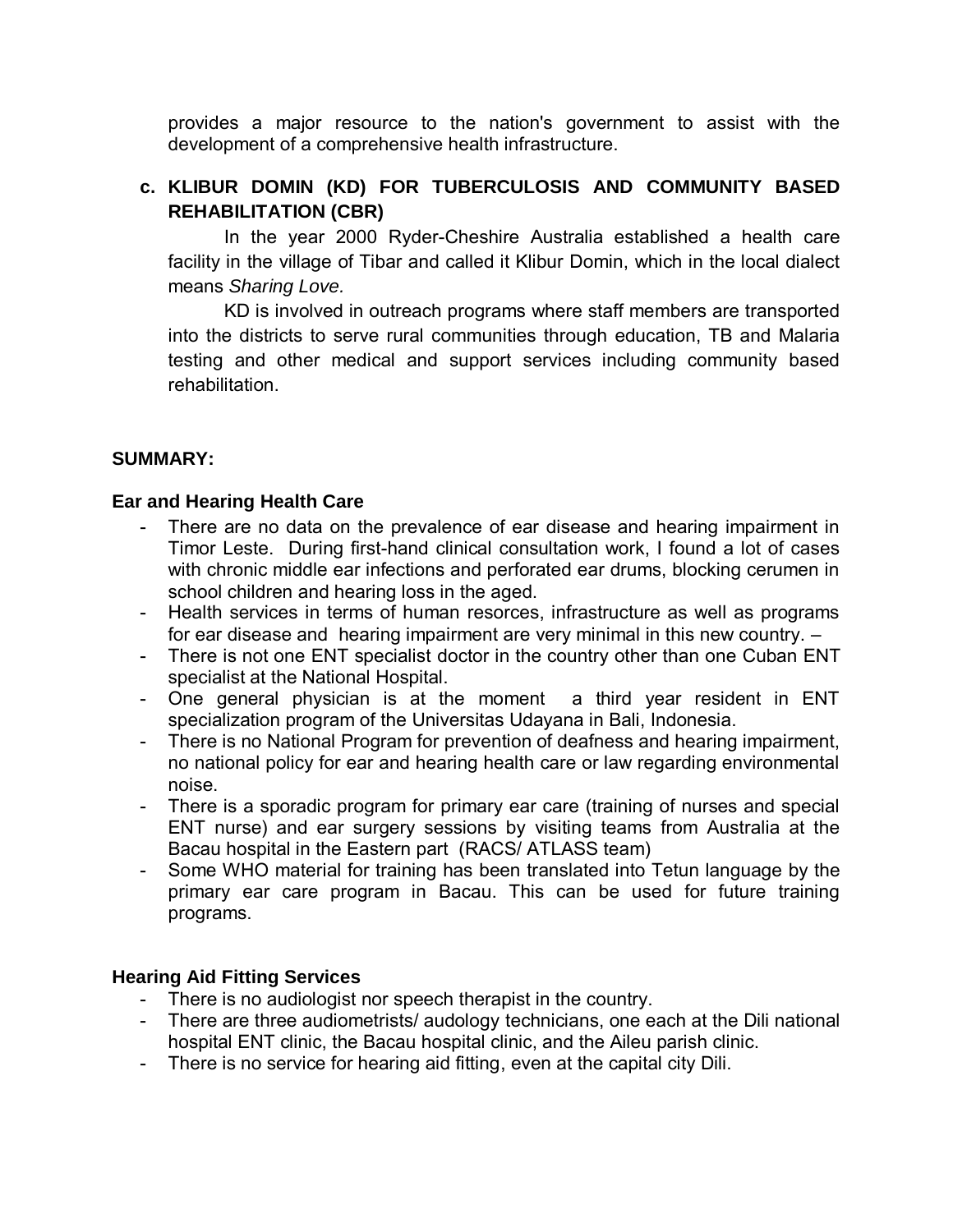provides a major resource to the nation's government to assist with the development of a comprehensive health infrastructure.

### c. KLIBUR DOMIN (KD) FOR TUBERCULOSIS AND COMMUNITY BASED REHABILITATION (CBR)

In the year 2000 Ryder-Cheshire Australia established a health care facility in the village of Tibar and called it Klibur Domin, which in the local dialect means *Sharing Love.*

KD is involved in outreach programs where staff members are transported into the districts to serve rural communities through education, TB and Malaria testing and other medical and support services including community based rehabilitation.

## SUMMARY:

### Ear and Hearing Health Care

- There are no data on the prevalence of ear disease and hearing impairment in Timor Leste. During first-hand clinical consultation work, I found a lot of cases with chronic middle ear infections and perforated ear drums, blocking cerumen in school children and hearing loss in the aged.
- Health services in terms of human resorces, infrastructure as well as programs for ear disease and hearing impairment are very minimal in this new country. –
- There is not one ENT specialist doctor in the country other than one Cuban ENT specialist at the National Hospital.
- One general physician is at the moment a third year resident in ENT specialization program of the Universitas Udayana in Bali, Indonesia.
- There is no National Program for prevention of deafness and hearing impairment, no national policy for ear and hearing health care or law regarding environmental noise.
- There is a sporadic program for primary ear care (training of nurses and special ENT nurse) and ear surgery sessions by visiting teams from Australia at the Bacau hospital in the Eastern part (RACS/ ATLASS team)
- Some WHO material for training has been translated into Tetun language by the primary ear care program in Bacau. This can be used for future training programs.

### Hearing Aid Fitting Services

- There is no audiologist nor speech therapist in the country.
- There are three audiometrists/ audology technicians, one each at the Dili national hospital ENT clinic, the Bacau hospital clinic, and the Aileu parish clinic.
- There is no service for hearing aid fitting, even at the capital city Dili.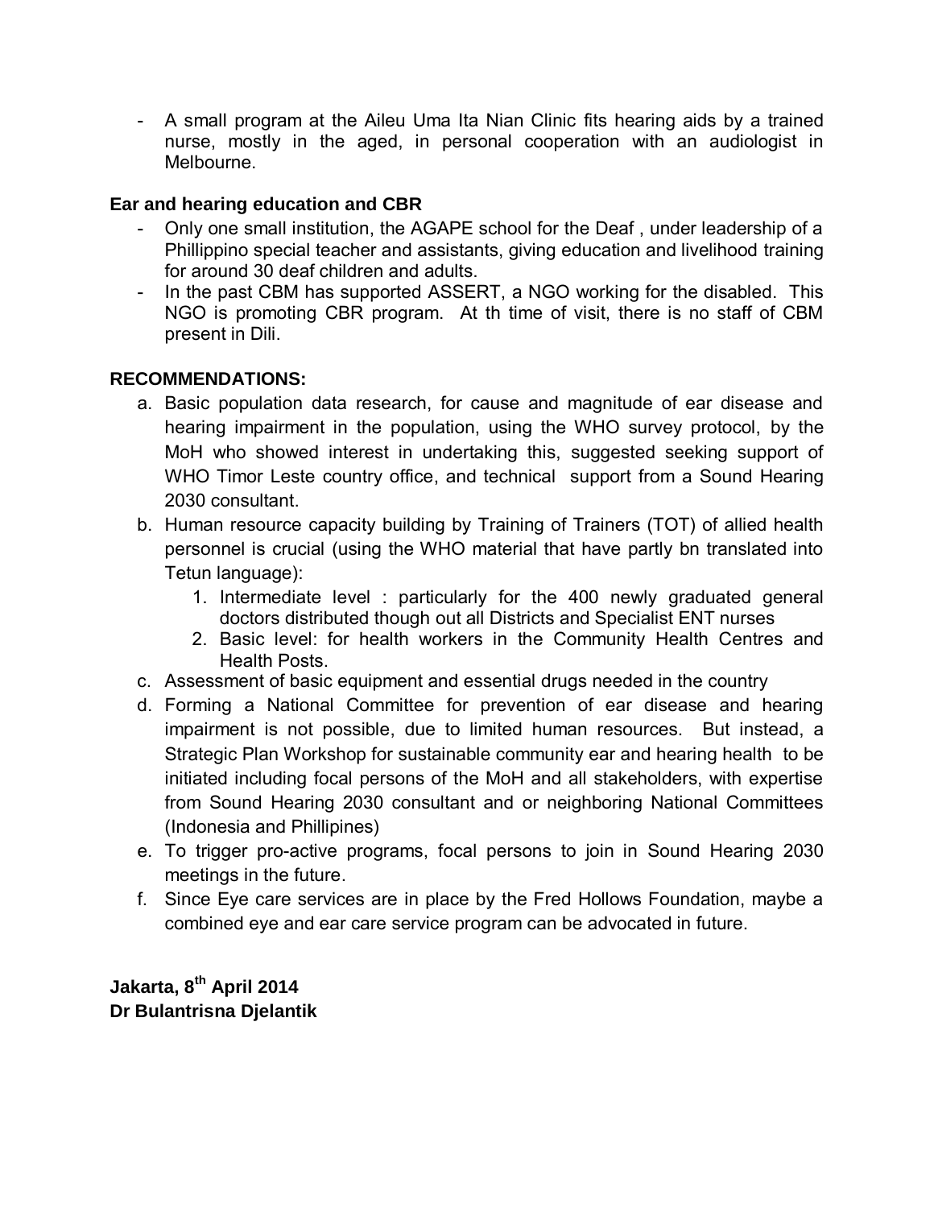- A small program at the Aileu Uma Ita Nian Clinic fits hearing aids by a trained nurse, mostly in the aged, in personal cooperation with an audiologist in Melbourne.

**Ear and hearing education and CBR**

- Only one small institution, the AGAPE school for the Deaf , under leadership of a Phillippino special teacher and assistants, giving education and livelihood training for around 30 deaf children and adults.
- In the past CBM has supported ASSERT, a NGO working for the disabled. This NGO is promoting CBR program. At th time of visit, there is no staff of CBM present in Dili.

**RECOMMENDATIONS:**

a. Basic population data research, for cause and magnitude of ear disease and hearing impairment in the population, using the WHO survey protocol, by the MoH who showed interest in undertaking this, suggested seeking support of WHO Timor Leste country office, and technical support from a Sound Hearing 2030 consultant.
b. Human resource capacity building by Training of Trainers (TOT) of allied health personnel is crucial (using the WHO material that have partly bn translated into Tetun language):
    1. Intermediate level : particularly for the 400 newly graduated general doctors distributed though out all Districts and Specialist ENT nurses
    2. Basic level: for health workers in the Community Health Centres and Health Posts.
c. Assessment of basic equipment and essential drugs needed in the country
d. Forming a National Committee for prevention of ear disease and hearing impairment is not possible, due to limited human resources. But instead, a Strategic Plan Workshop for sustainable community ear and hearing health to be initiated including focal persons of the MoH and all stakeholders, with expertise from Sound Hearing 2030 consultant and or neighboring National Committees (Indonesia and Phillipines)
e. To trigger pro-active programs, focal persons to join in Sound Hearing 2030 meetings in the future.
f. Since Eye care services are in place by the Fred Hollows Foundation, maybe a combined eye and ear care service program can be advocated in future.

**Jakarta, 8th April 2014**
**Dr Bulantrisna Djelantik**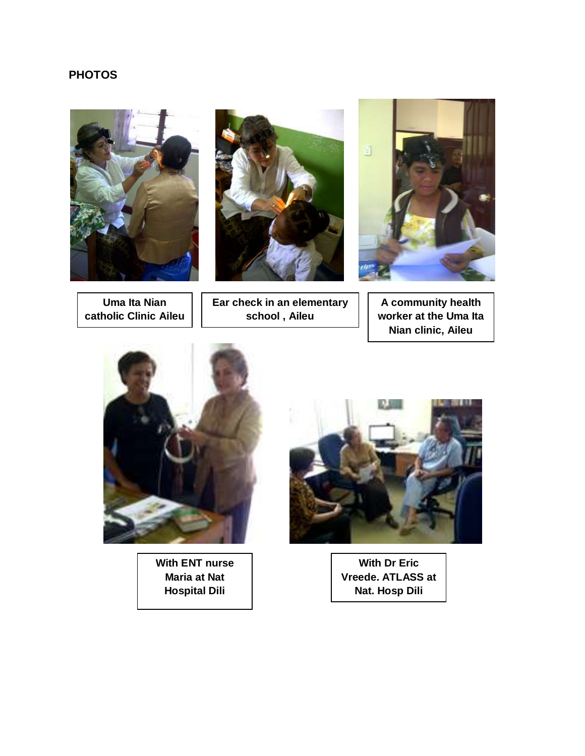**PHOTOS**

Uma Ita Nian catholic Clinic Aileu

Ear check in an elementary school , Aileu

A community health worker at the Uma Ita Nian clinic, Aileu

With ENT nurse Maria at Nat Hospital Dili

With Dr Eric Vreede. ATLASS at Nat. Hosp Dili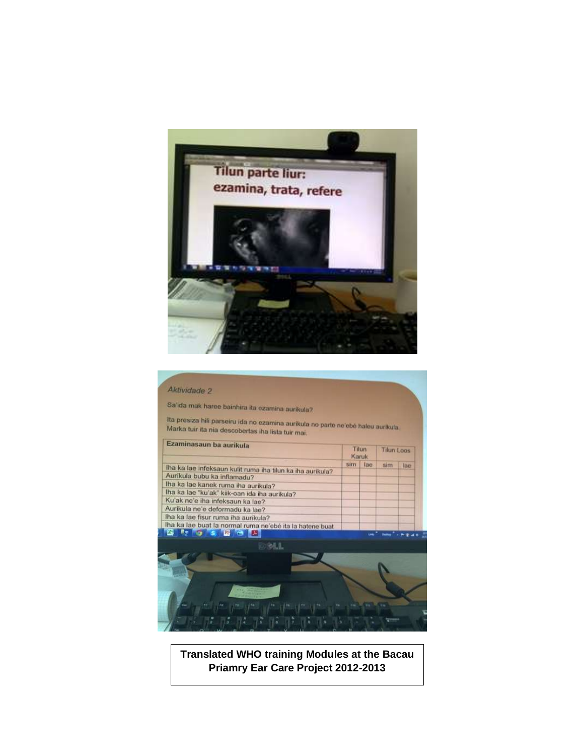**Translated WHO training Modules at the Bacau Priamry Ear Care Project 2012-2013**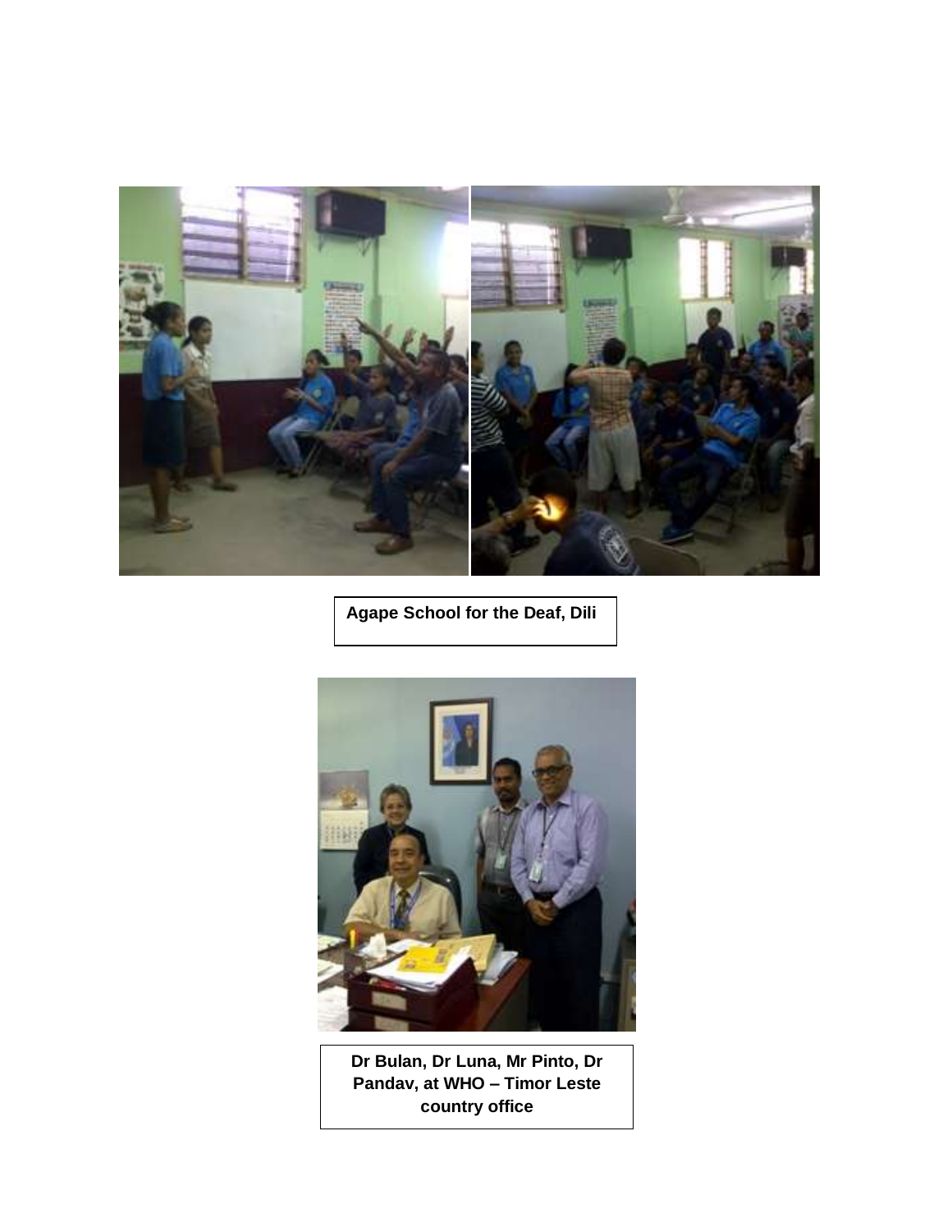Agape School for the Deaf, Dili

Dr Bulan, Dr Luna, Mr Pinto, Dr Pandav, at WHO – Timor Leste country office